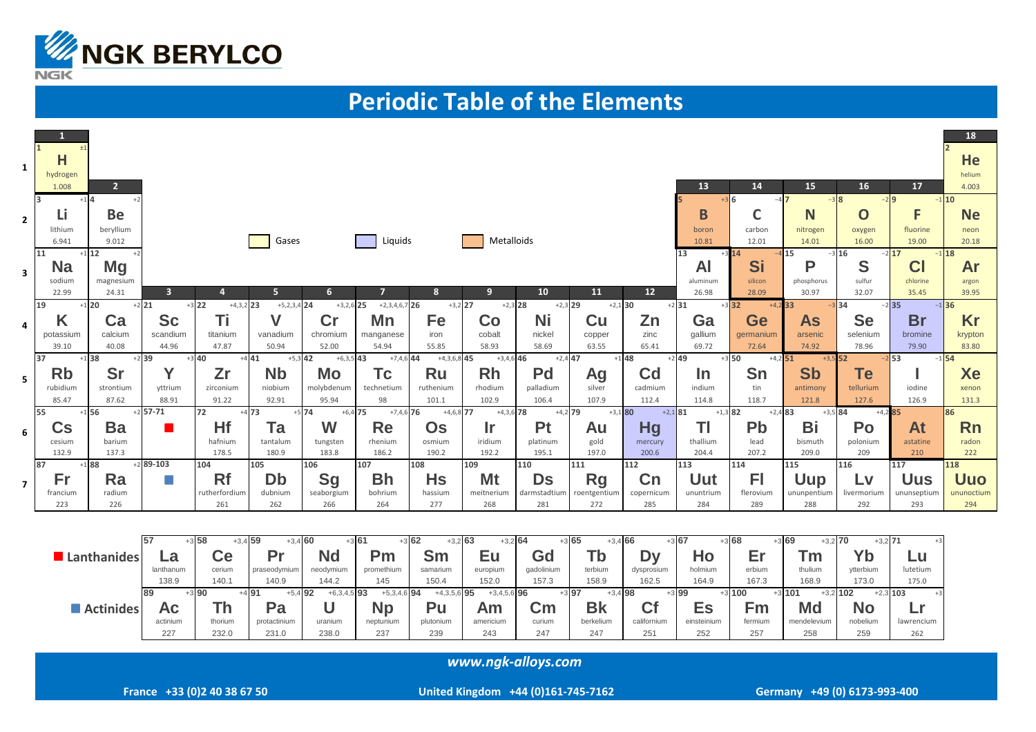# NGK BERYLCO

## Periodic Table of the Elements

Legend: Gases | Liquids | Metalloids

Each cell lists: atomic number, **symbol**, name, atomic mass, oxidation states.

| Period | 1 | 2 | 3 | 4 | 5 | 6 | 7 | 8 | 9 | 10 | 11 | 12 | 13 | 14 | 15 | 16 | 17 | 18 |
|---|---|---|---|---|---|---|---|---|---|---|---|---|---|---|---|---|---|---|
| 1 | 1 **H** hydrogen 1.008 ±1 | | | | | | | | | | | | | | | | | 2 **He** helium 4.003 |
| 2 | 3 **Li** lithium 6.941 +1 | 4 **Be** beryllium 9.012 +2 | | | | | | | | | | | 5 **B** boron 10.81 +3 | 6 **C** carbon 12.01 −4 | 7 **N** nitrogen 14.01 −3 | 8 **O** oxygen 16.00 −2 | 9 **F** fluorine 19.00 −1 | 10 **Ne** neon 20.18 |
| 3 | 11 **Na** sodium 22.99 +1 | 12 **Mg** magnesium 24.31 +2 | | | | | | | | | | | 13 **Al** aluminum 26.98 +3 | 14 **Si** silicon 28.09 −4 | 15 **P** phosphorus 30.97 −3 | 16 **S** sulfur 32.07 −2 | 17 **Cl** chlorine 35.45 −1 | 18 **Ar** argon 39.95 |
| 4 | 19 **K** potassium 39.10 +1 | 20 **Ca** calcium 40.08 +2 | 21 **Sc** scandium 44.96 +3 | 22 **Ti** titanium 47.87 +4,3,2 | 23 **V** vanadium 50.94 +5,2,3,4 | 24 **Cr** chromium 52.00 +3,2,6 | 25 **Mn** manganese 54.94 +2,3,4,6,7 | 26 **Fe** iron 55.85 +3,2 | 27 **Co** cobalt 58.93 +2,3 | 28 **Ni** nickel 58.69 +2,3 | 29 **Cu** copper 63.55 +2,1 | 30 **Zn** zinc 65.41 +2 | 31 **Ga** gallium 69.72 +3 | 32 **Ge** germanium 72.64 +4,2 | 33 **As** arsenic 74.92 −3 | 34 **Se** selenium 78.96 −2 | 35 **Br** bromine 79.90 −1 | 36 **Kr** krypton 83.80 |
| 5 | 37 **Rb** rubidium 85.47 +1 | 38 **Sr** strontium 87.62 +2 | 39 **Y** yttrium 88.91 +3 | 40 **Zr** zirconium 91.22 +4 | 41 **Nb** niobium 92.91 +5,3 | 42 **Mo** molybdenum 95.94 +6,3,5 | 43 **Tc** technetium 98 +7,4,6 | 44 **Ru** ruthenium 101.1 +4,3,6,8 | 45 **Rh** rhodium 102.9 +3,4,6 | 46 **Pd** palladium 106.4 +2,4 | 47 **Ag** silver 107.9 +1 | 48 **Cd** cadmium 112.4 +2 | 49 **In** indium 114.8 +3 | 50 **Sn** tin 118.7 +4,2 | 51 **Sb** antimony 121.8 +3,5 | 52 **Te** tellurium 127.6 −2 | 53 **I** iodine 126.9 −1 | 54 **Xe** xenon 131.3 |
| 6 | 55 **Cs** cesium 132.9 +1 | 56 **Ba** barium 137.3 +2 | 57-71 (Lanthanides) | 72 **Hf** hafnium 178.5 +4 | 73 **Ta** tantalum 180.9 +5 | 74 **W** tungsten 183.8 +6,4 | 75 **Re** rhenium 186.2 +7,4,6 | 76 **Os** osmium 190.2 +4,6,8 | 77 **Ir** iridium 192.2 +4,3,6 | 78 **Pt** platinum 195.1 +4,2 | 79 **Au** gold 197.0 +3,1 | 80 **Hg** mercury 200.6 +2,1 | 81 **Tl** thallium 204.4 +1,3 | 82 **Pb** lead 207.2 +2,4 | 83 **Bi** bismuth 209.0 +3,5 | 84 **Po** polonium 209 +4,2 | 85 **At** astatine 210 | 86 **Rn** radon 222 |
| 7 | 87 **Fr** francium 223 +1 | 88 **Ra** radium 226 +2 | 89-103 (Actinides) | 104 **Rf** rutherfordium 261 | 105 **Db** dubnium 262 | 106 **Sg** seaborgium 266 | 107 **Bh** bohrium 264 | 108 **Hs** hassium 277 | 109 **Mt** meitnerium 268 | 110 **Ds** darmstadtium 281 | 111 **Rg** roentgentium 272 | 112 **Cn** copernicum 285 | 113 **Uut** ununtrium 284 | 114 **Fl** flerovium 289 | 115 **Uup** ununpentium 288 | 116 **Lv** livermorium 292 | 117 **Uus** ununseptium 293 | 118 **Uuo** ununoctium 294 |

| Series | | | | | | | | | | | | | | | |
|---|---|---|---|---|---|---|---|---|---|---|---|---|---|---|---|
| **Lanthanides** | 57 **La** lanthanum 138.9 +3 | 58 **Ce** cerium 140.1 +3,4 | 59 **Pr** praseodymium 140.9 +3,4 | 60 **Nd** neodymium 144.2 +3 | 61 **Pm** promethium 145 +3 | 62 **Sm** samarium 150.4 +3,2 | 63 **Eu** europium 152.0 +3,2 | 64 **Gd** gadolinium 157.3 +3 | 65 **Tb** terbium 158.9 +3,4 | 66 **Dy** dysprosium 162.5 +3 | 67 **Ho** holmium 164.9 +3 | 68 **Er** erbium 167.3 +3 | 69 **Tm** thulium 168.9 +3,2 | 70 **Yb** ytterbium 173.0 +3,2 | 71 **Lu** lutetium 175.0 +3 |
| **Actinides** | 89 **Ac** actinium 227 +3 | 90 **Th** thorium 232.0 +4 | 91 **Pa** protactinium 231.0 +5,4 | 92 **U** uranium 238.0 +6,3,4,5 | 93 **Np** neptunium 237 +5,3,4,6 | 94 **Pu** plutonium 239 +4,3,5,6 | 95 **Am** americium 243 +3,4,5,6 | 96 **Cm** curium 247 +3 | 97 **Bk** berkelium 247 +3,4 | 98 **Cf** californium 251 +3 | 99 **Es** einsteinium 252 +3 | 100 **Fm** fermium 257 +3 | 101 **Md** mendelevium 258 +3,2 | 102 **No** nobelium 259 +2,3 | 103 **Lr** lawrencium 262 +3 |

*www.ngk-alloys.com*

**France +33 (0)2 40 38 67 50** | **United Kingdom +44 (0)161-745-7162** | **Germany +49 (0) 6173-993-400**